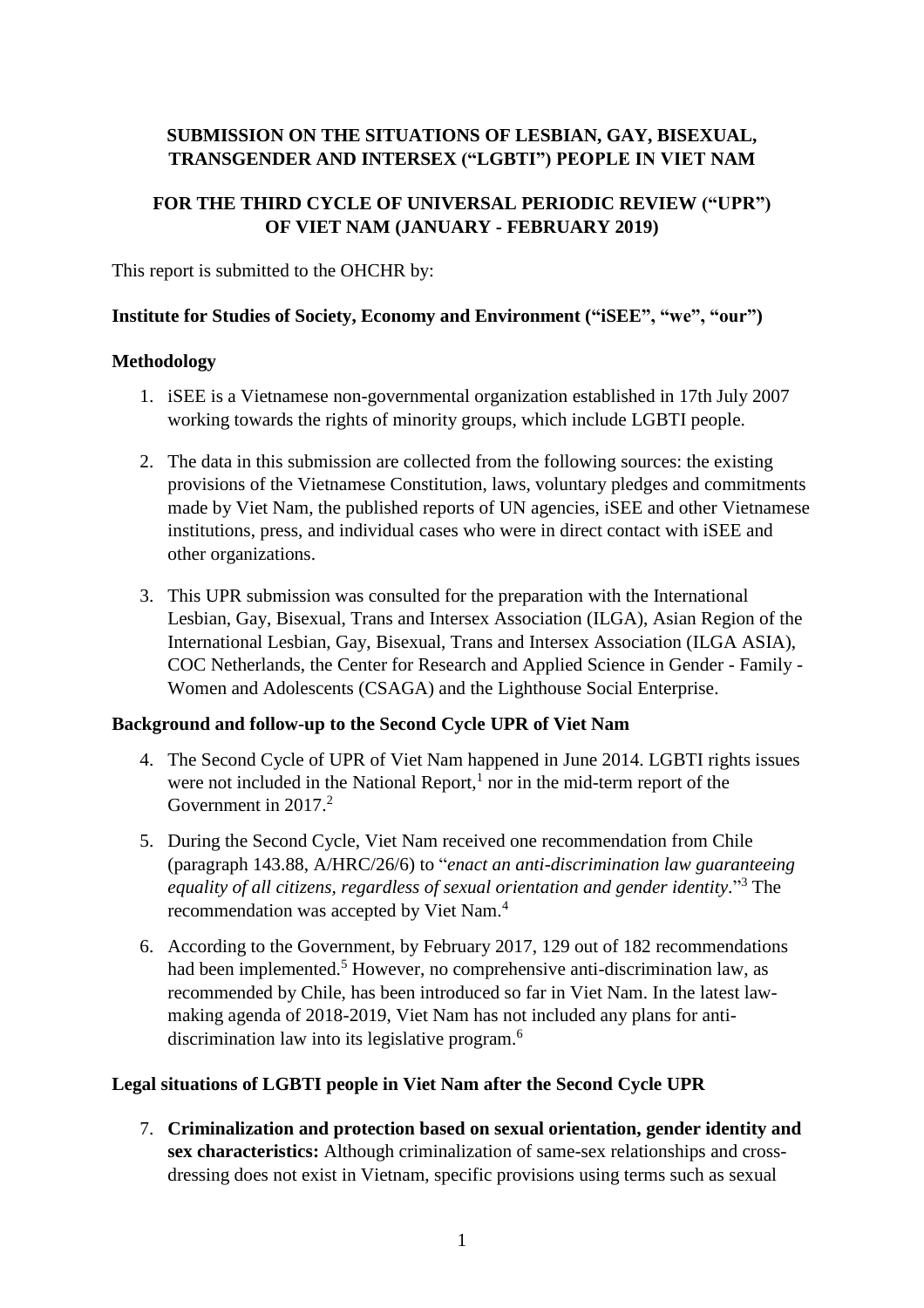**SUBMISSION ON THE SITUATIONS OF LESBIAN, GAY, BISEXUAL, TRANSGENDER AND INTERSEX ("LGBTI") PEOPLE IN VIET NAM**

**FOR THE THIRD CYCLE OF UNIVERSAL PERIODIC REVIEW ("UPR") OF VIET NAM (JANUARY - FEBRUARY 2019)**

This report is submitted to the OHCHR by:

**Institute for Studies of Society, Economy and Environment ("iSEE", "we", "our")**

**Methodology**

1. iSEE is a Vietnamese non-governmental organization established in 17th July 2007 working towards the rights of minority groups, which include LGBTI people.

2. The data in this submission are collected from the following sources: the existing provisions of the Vietnamese Constitution, laws, voluntary pledges and commitments made by Viet Nam, the published reports of UN agencies, iSEE and other Vietnamese institutions, press, and individual cases who were in direct contact with iSEE and other organizations.

3. This UPR submission was consulted for the preparation with the International Lesbian, Gay, Bisexual, Trans and Intersex Association (ILGA), Asian Region of the International Lesbian, Gay, Bisexual, Trans and Intersex Association (ILGA ASIA), COC Netherlands, the Center for Research and Applied Science in Gender - Family - Women and Adolescents (CSAGA) and the Lighthouse Social Enterprise.

**Background and follow-up to the Second Cycle UPR of Viet Nam**

4. The Second Cycle of UPR of Viet Nam happened in June 2014. LGBTI rights issues were not included in the National Report,[1] nor in the mid-term report of the Government in 2017.[2]

5. During the Second Cycle, Viet Nam received one recommendation from Chile (paragraph 143.88, A/HRC/26/6) to "*enact an anti-discrimination law guaranteeing equality of all citizens, regardless of sexual orientation and gender identity*."[3] The recommendation was accepted by Viet Nam.[4]

6. According to the Government, by February 2017, 129 out of 182 recommendations had been implemented.[5] However, no comprehensive anti-discrimination law, as recommended by Chile, has been introduced so far in Viet Nam. In the latest law-making agenda of 2018-2019, Viet Nam has not included any plans for anti-discrimination law into its legislative program.[6]

**Legal situations of LGBTI people in Viet Nam after the Second Cycle UPR**

7. **Criminalization and protection based on sexual orientation, gender identity and sex characteristics:** Although criminalization of same-sex relationships and cross-dressing does not exist in Vietnam, specific provisions using terms such as sexual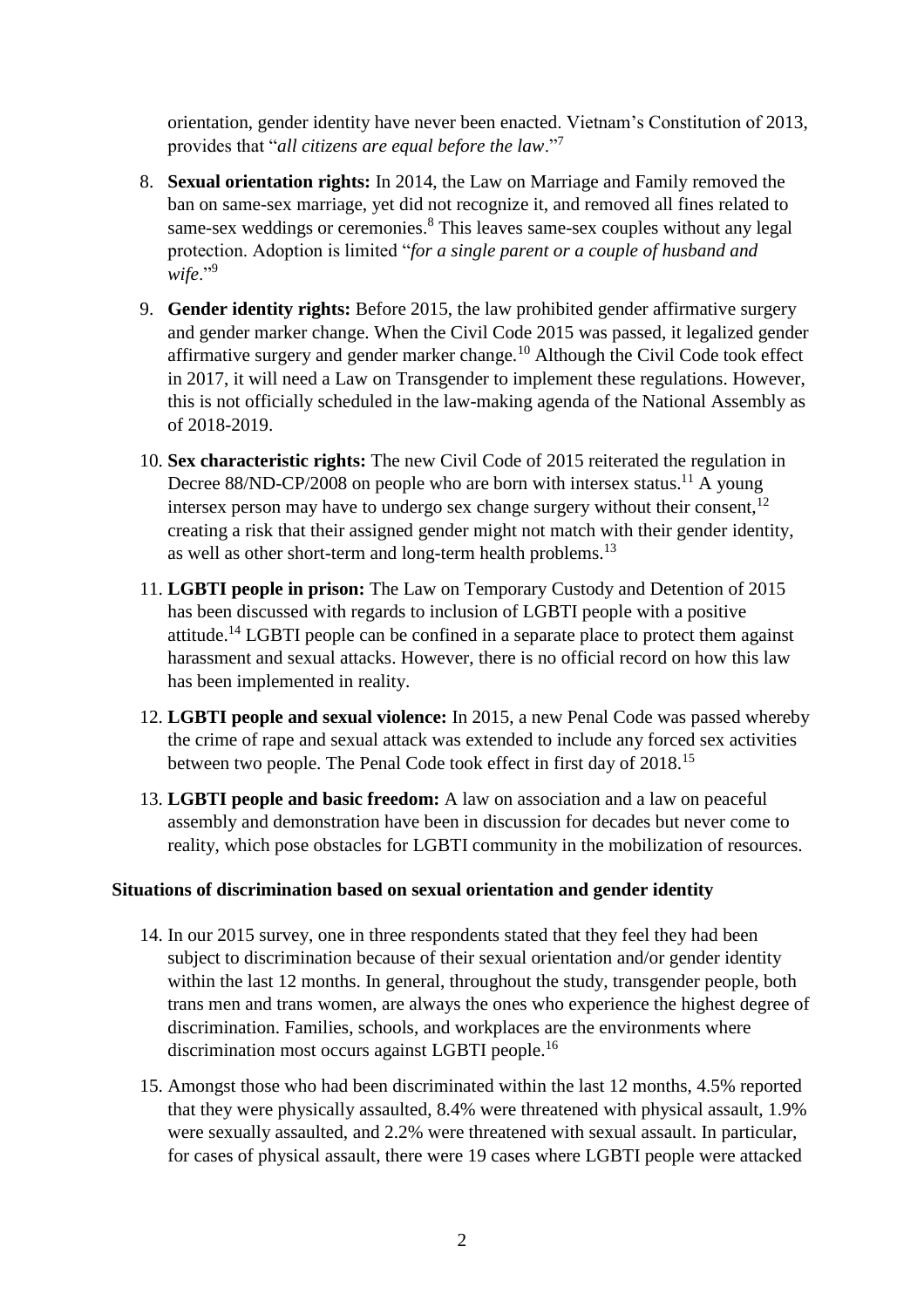orientation, gender identity have never been enacted. Vietnam's Constitution of 2013, provides that "*all citizens are equal before the law*."[7]

8. **Sexual orientation rights:** In 2014, the Law on Marriage and Family removed the ban on same-sex marriage, yet did not recognize it, and removed all fines related to same-sex weddings or ceremonies.[8] This leaves same-sex couples without any legal protection. Adoption is limited "*for a single parent or a couple of husband and wife*."[9]

9. **Gender identity rights:** Before 2015, the law prohibited gender affirmative surgery and gender marker change. When the Civil Code 2015 was passed, it legalized gender affirmative surgery and gender marker change.[10] Although the Civil Code took effect in 2017, it will need a Law on Transgender to implement these regulations. However, this is not officially scheduled in the law-making agenda of the National Assembly as of 2018-2019.

10. **Sex characteristic rights:** The new Civil Code of 2015 reiterated the regulation in Decree 88/ND-CP/2008 on people who are born with intersex status.[11] A young intersex person may have to undergo sex change surgery without their consent,[12] creating a risk that their assigned gender might not match with their gender identity, as well as other short-term and long-term health problems.[13]

11. **LGBTI people in prison:** The Law on Temporary Custody and Detention of 2015 has been discussed with regards to inclusion of LGBTI people with a positive attitude.[14] LGBTI people can be confined in a separate place to protect them against harassment and sexual attacks. However, there is no official record on how this law has been implemented in reality.

12. **LGBTI people and sexual violence:** In 2015, a new Penal Code was passed whereby the crime of rape and sexual attack was extended to include any forced sex activities between two people. The Penal Code took effect in first day of 2018.[15]

13. **LGBTI people and basic freedom:** A law on association and a law on peaceful assembly and demonstration have been in discussion for decades but never come to reality, which pose obstacles for LGBTI community in the mobilization of resources.

### Situations of discrimination based on sexual orientation and gender identity

14. In our 2015 survey, one in three respondents stated that they feel they had been subject to discrimination because of their sexual orientation and/or gender identity within the last 12 months. In general, throughout the study, transgender people, both trans men and trans women, are always the ones who experience the highest degree of discrimination. Families, schools, and workplaces are the environments where discrimination most occurs against LGBTI people.[16]

15. Amongst those who had been discriminated within the last 12 months, 4.5% reported that they were physically assaulted, 8.4% were threatened with physical assault, 1.9% were sexually assaulted, and 2.2% were threatened with sexual assault. In particular, for cases of physical assault, there were 19 cases where LGBTI people were attacked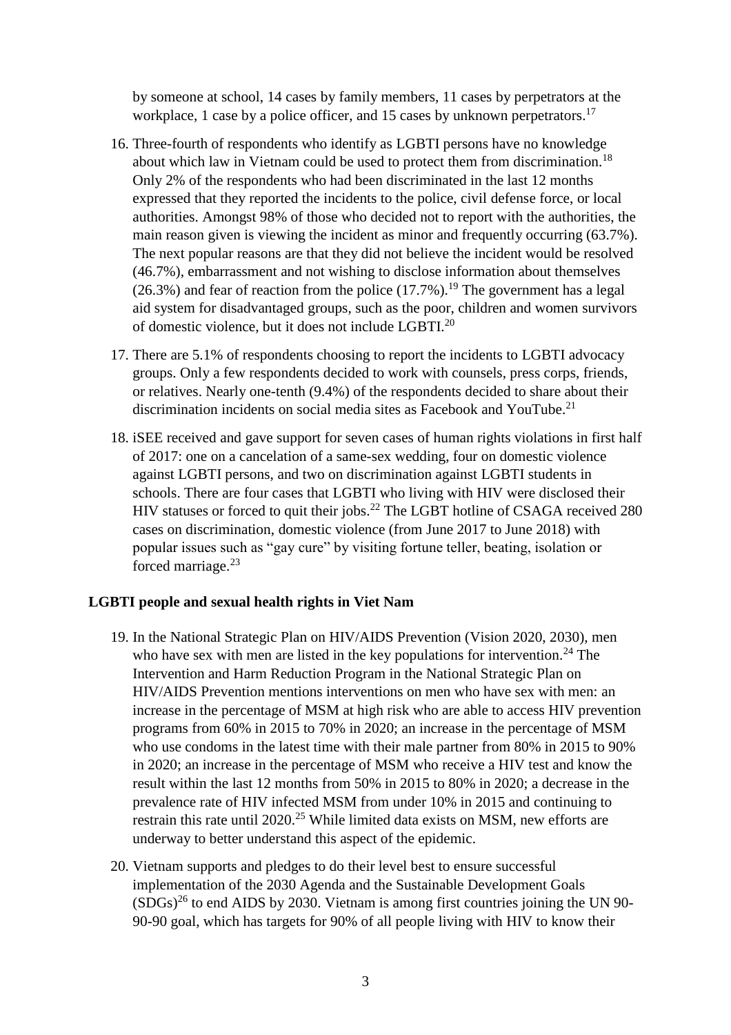by someone at school, 14 cases by family members, 11 cases by perpetrators at the workplace, 1 case by a police officer, and 15 cases by unknown perpetrators.[17]

16. Three-fourth of respondents who identify as LGBTI persons have no knowledge about which law in Vietnam could be used to protect them from discrimination.[18] Only 2% of the respondents who had been discriminated in the last 12 months expressed that they reported the incidents to the police, civil defense force, or local authorities. Amongst 98% of those who decided not to report with the authorities, the main reason given is viewing the incident as minor and frequently occurring (63.7%). The next popular reasons are that they did not believe the incident would be resolved (46.7%), embarrassment and not wishing to disclose information about themselves (26.3%) and fear of reaction from the police (17.7%).[19] The government has a legal aid system for disadvantaged groups, such as the poor, children and women survivors of domestic violence, but it does not include LGBTI.[20]

17. There are 5.1% of respondents choosing to report the incidents to LGBTI advocacy groups. Only a few respondents decided to work with counsels, press corps, friends, or relatives. Nearly one-tenth (9.4%) of the respondents decided to share about their discrimination incidents on social media sites as Facebook and YouTube.[21]

18. iSEE received and gave support for seven cases of human rights violations in first half of 2017: one on a cancelation of a same-sex wedding, four on domestic violence against LGBTI persons, and two on discrimination against LGBTI students in schools. There are four cases that LGBTI who living with HIV were disclosed their HIV statuses or forced to quit their jobs.[22] The LGBT hotline of CSAGA received 280 cases on discrimination, domestic violence (from June 2017 to June 2018) with popular issues such as "gay cure" by visiting fortune teller, beating, isolation or forced marriage.[23]

**LGBTI people and sexual health rights in Viet Nam**

19. In the National Strategic Plan on HIV/AIDS Prevention (Vision 2020, 2030), men who have sex with men are listed in the key populations for intervention.[24] The Intervention and Harm Reduction Program in the National Strategic Plan on HIV/AIDS Prevention mentions interventions on men who have sex with men: an increase in the percentage of MSM at high risk who are able to access HIV prevention programs from 60% in 2015 to 70% in 2020; an increase in the percentage of MSM who use condoms in the latest time with their male partner from 80% in 2015 to 90% in 2020; an increase in the percentage of MSM who receive a HIV test and know the result within the last 12 months from 50% in 2015 to 80% in 2020; a decrease in the prevalence rate of HIV infected MSM from under 10% in 2015 and continuing to restrain this rate until 2020.[25] While limited data exists on MSM, new efforts are underway to better understand this aspect of the epidemic.

20. Vietnam supports and pledges to do their level best to ensure successful implementation of the 2030 Agenda and the Sustainable Development Goals (SDGs)[26] to end AIDS by 2030. Vietnam is among first countries joining the UN 90-90-90 goal, which has targets for 90% of all people living with HIV to know their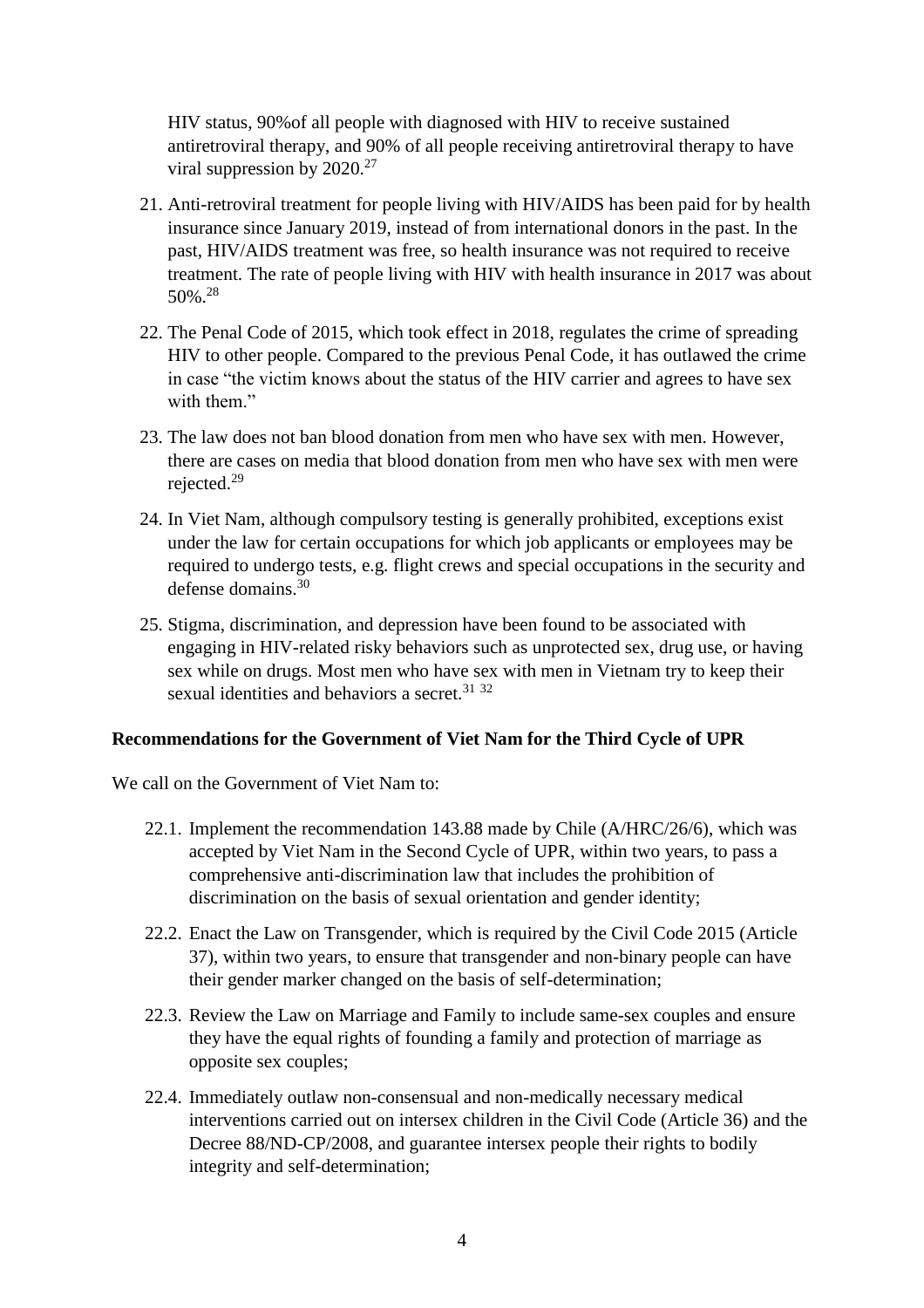HIV status, 90%of all people with diagnosed with HIV to receive sustained antiretroviral therapy, and 90% of all people receiving antiretroviral therapy to have viral suppression by 2020.[27]

21. Anti-retroviral treatment for people living with HIV/AIDS has been paid for by health insurance since January 2019, instead of from international donors in the past. In the past, HIV/AIDS treatment was free, so health insurance was not required to receive treatment. The rate of people living with HIV with health insurance in 2017 was about 50%.[28]

22. The Penal Code of 2015, which took effect in 2018, regulates the crime of spreading HIV to other people. Compared to the previous Penal Code, it has outlawed the crime in case "the victim knows about the status of the HIV carrier and agrees to have sex with them."

23. The law does not ban blood donation from men who have sex with men. However, there are cases on media that blood donation from men who have sex with men were rejected.[29]

24. In Viet Nam, although compulsory testing is generally prohibited, exceptions exist under the law for certain occupations for which job applicants or employees may be required to undergo tests, e.g. flight crews and special occupations in the security and defense domains.[30]

25. Stigma, discrimination, and depression have been found to be associated with engaging in HIV-related risky behaviors such as unprotected sex, drug use, or having sex while on drugs. Most men who have sex with men in Vietnam try to keep their sexual identities and behaviors a secret.[31] [32]

**Recommendations for the Government of Viet Nam for the Third Cycle of UPR**

We call on the Government of Viet Nam to:

22.1. Implement the recommendation 143.88 made by Chile (A/HRC/26/6), which was accepted by Viet Nam in the Second Cycle of UPR, within two years, to pass a comprehensive anti-discrimination law that includes the prohibition of discrimination on the basis of sexual orientation and gender identity;

22.2. Enact the Law on Transgender, which is required by the Civil Code 2015 (Article 37), within two years, to ensure that transgender and non-binary people can have their gender marker changed on the basis of self-determination;

22.3. Review the Law on Marriage and Family to include same-sex couples and ensure they have the equal rights of founding a family and protection of marriage as opposite sex couples;

22.4. Immediately outlaw non-consensual and non-medically necessary medical interventions carried out on intersex children in the Civil Code (Article 36) and the Decree 88/ND-CP/2008, and guarantee intersex people their rights to bodily integrity and self-determination;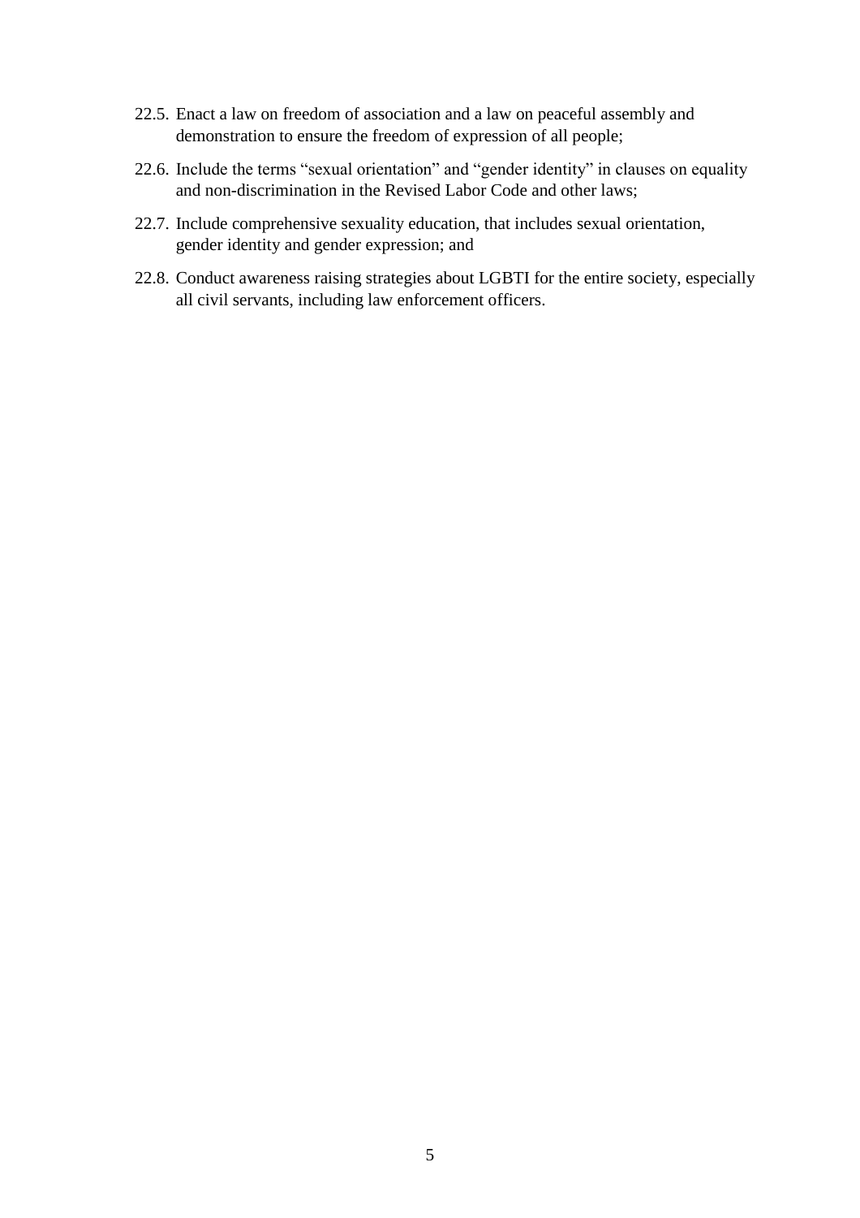22.5. Enact a law on freedom of association and a law on peaceful assembly and demonstration to ensure the freedom of expression of all people;

22.6. Include the terms "sexual orientation" and "gender identity" in clauses on equality and non-discrimination in the Revised Labor Code and other laws;

22.7. Include comprehensive sexuality education, that includes sexual orientation, gender identity and gender expression; and

22.8. Conduct awareness raising strategies about LGBTI for the entire society, especially all civil servants, including law enforcement officers.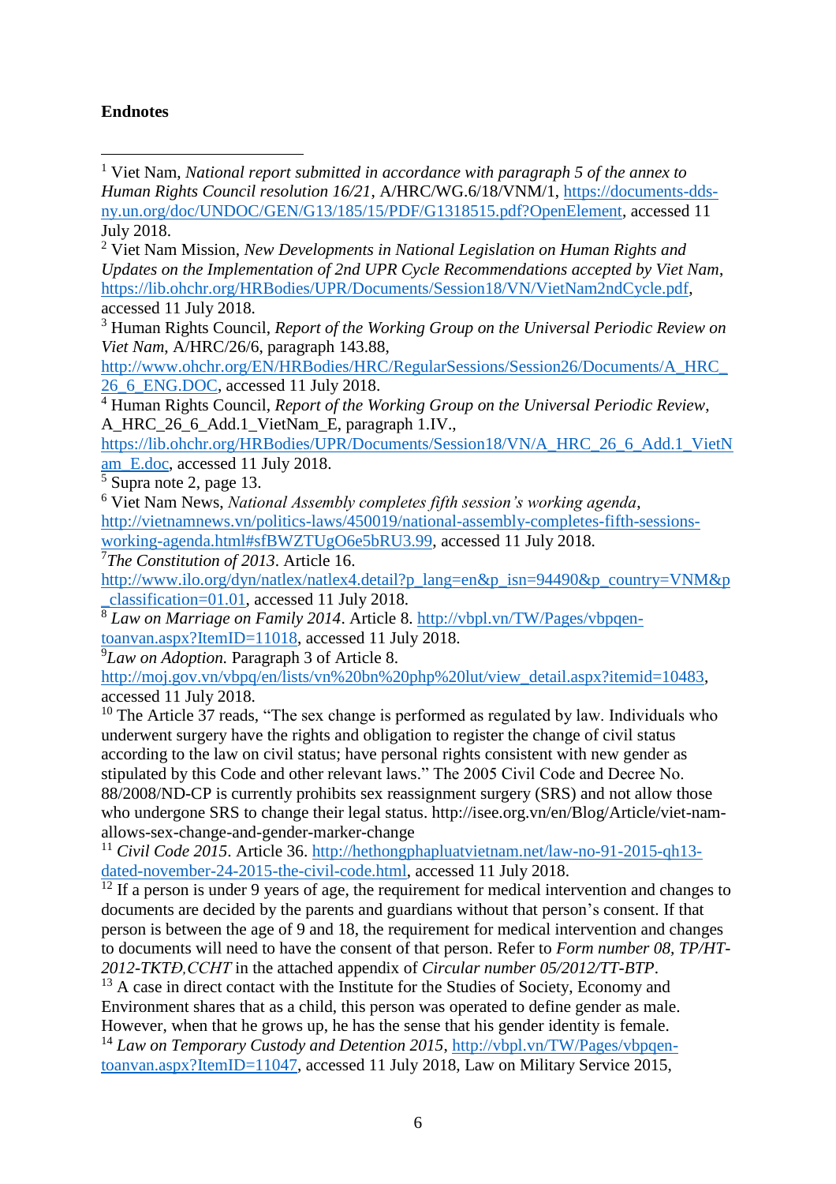**Endnotes**

[1] Viet Nam, *National report submitted in accordance with paragraph 5 of the annex to Human Rights Council resolution 16/21*, A/HRC/WG.6/18/VNM/1, https://documents-dds-ny.un.org/doc/UNDOC/GEN/G13/185/15/PDF/G1318515.pdf?OpenElement, accessed 11 July 2018.

[2] Viet Nam Mission, *New Developments in National Legislation on Human Rights and Updates on the Implementation of 2nd UPR Cycle Recommendations accepted by Viet Nam*, https://lib.ohchr.org/HRBodies/UPR/Documents/Session18/VN/VietNam2ndCycle.pdf, accessed 11 July 2018.

[3] Human Rights Council, *Report of the Working Group on the Universal Periodic Review on Viet Nam*, A/HRC/26/6, paragraph 143.88, http://www.ohchr.org/EN/HRBodies/HRC/RegularSessions/Session26/Documents/A_HRC_26_6_ENG.DOC, accessed 11 July 2018.

[4] Human Rights Council, *Report of the Working Group on the Universal Periodic Review*, A_HRC_26_6_Add.1_VietNam_E, paragraph 1.IV., https://lib.ohchr.org/HRBodies/UPR/Documents/Session18/VN/A_HRC_26_6_Add.1_VietNam_E.doc, accessed 11 July 2018.

[5] Supra note 2, page 13.

[6] Viet Nam News, *National Assembly completes fifth session's working agenda*, http://vietnamnews.vn/politics-laws/450019/national-assembly-completes-fifth-sessions-working-agenda.html#sfBWZTUgO6e5bRU3.99, accessed 11 July 2018.

[7] *The Constitution of 2013*. Article 16. http://www.ilo.org/dyn/natlex/natlex4.detail?p_lang=en&p_isn=94490&p_country=VNM&p_classification=01.01, accessed 11 July 2018.

[8] *Law on Marriage on Family 2014*. Article 8. http://vbpl.vn/TW/Pages/vbpqen-toanvan.aspx?ItemID=11018, accessed 11 July 2018.

[9] *Law on Adoption.* Paragraph 3 of Article 8. http://moj.gov.vn/vbpq/en/lists/vn%20bn%20php%20lut/view_detail.aspx?itemid=10483, accessed 11 July 2018.

[10] The Article 37 reads, "The sex change is performed as regulated by law. Individuals who underwent surgery have the rights and obligation to register the change of civil status according to the law on civil status; have personal rights consistent with new gender as stipulated by this Code and other relevant laws." The 2005 Civil Code and Decree No. 88/2008/ND-CP is currently prohibits sex reassignment surgery (SRS) and not allow those who undergone SRS to change their legal status. http://isee.org.vn/en/Blog/Article/viet-nam-allows-sex-change-and-gender-marker-change

[11] *Civil Code 2015*. Article 36. http://hethongphapluatvietnam.net/law-no-91-2015-qh13-dated-november-24-2015-the-civil-code.html, accessed 11 July 2018.

[12] If a person is under 9 years of age, the requirement for medical intervention and changes to documents are decided by the parents and guardians without that person's consent. If that person is between the age of 9 and 18, the requirement for medical intervention and changes to documents will need to have the consent of that person. Refer to *Form number 08, TP/HT-2012-TKTĐ,CCHT* in the attached appendix of *Circular number 05/2012/TT-BTP*.

[13] A case in direct contact with the Institute for the Studies of Society, Economy and Environment shares that as a child, this person was operated to define gender as male. However, when that he grows up, he has the sense that his gender identity is female.

[14] *Law on Temporary Custody and Detention 2015*, http://vbpl.vn/TW/Pages/vbpqen-toanvan.aspx?ItemID=11047, accessed 11 July 2018, Law on Military Service 2015,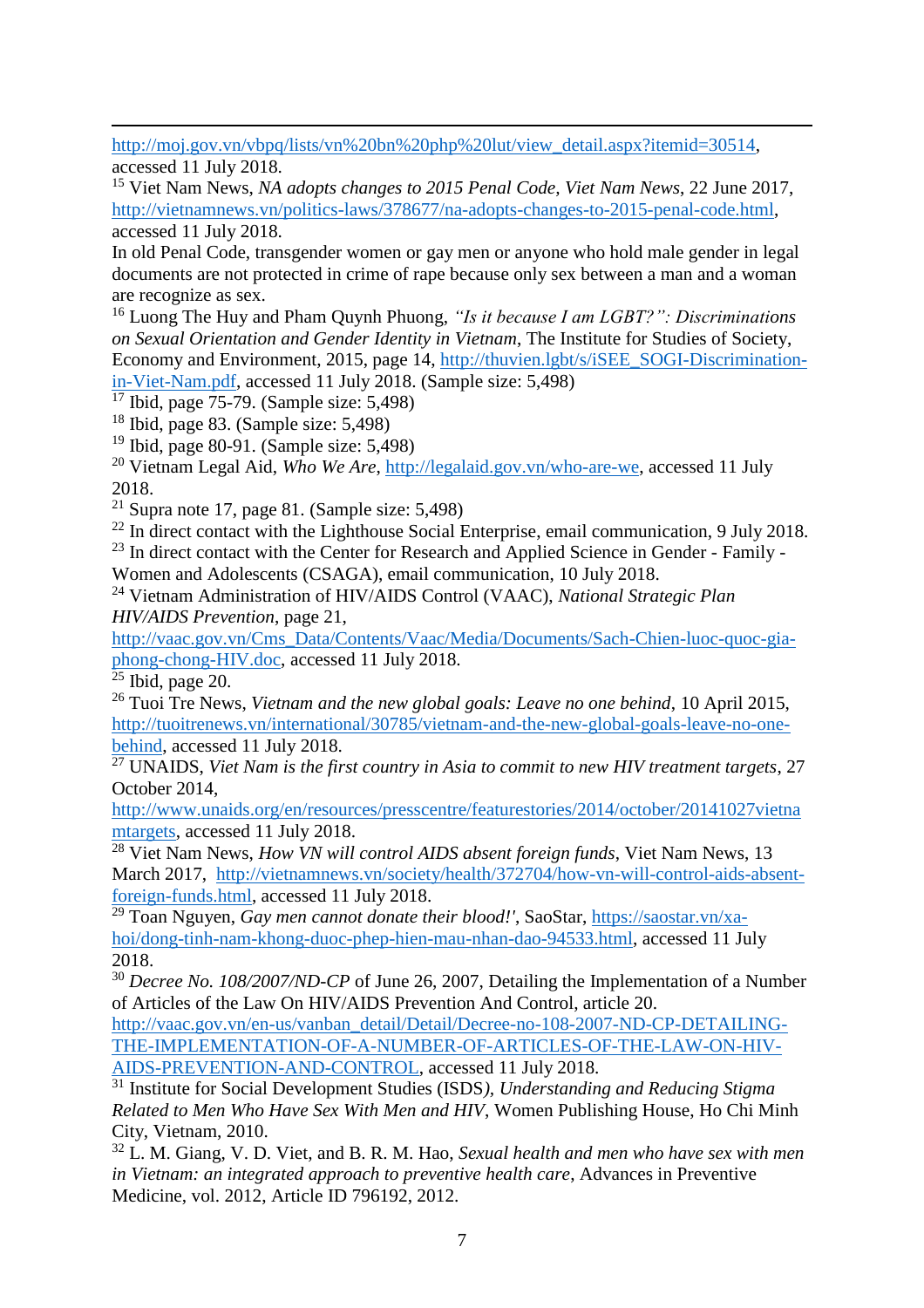http://moj.gov.vn/vbpq/lists/vn%20bn%20php%20lut/view_detail.aspx?itemid=30514, accessed 11 July 2018.

[15] Viet Nam News, *NA adopts changes to 2015 Penal Code, Viet Nam News*, 22 June 2017, http://vietnamnews.vn/politics-laws/378677/na-adopts-changes-to-2015-penal-code.html, accessed 11 July 2018.

In old Penal Code, transgender women or gay men or anyone who hold male gender in legal documents are not protected in crime of rape because only sex between a man and a woman are recognize as sex.

[16] Luong The Huy and Pham Quynh Phuong, *"Is it because I am LGBT?": Discriminations on Sexual Orientation and Gender Identity in Vietnam*, The Institute for Studies of Society, Economy and Environment, 2015, page 14, http://thuvien.lgbt/s/iSEE_SOGI-Discrimination-in-Viet-Nam.pdf, accessed 11 July 2018. (Sample size: 5,498)

[17] Ibid, page 75-79. (Sample size: 5,498)

[18] Ibid, page 83. (Sample size: 5,498)

[19] Ibid, page 80-91. (Sample size: 5,498)

[20] Vietnam Legal Aid, *Who We Are*, http://legalaid.gov.vn/who-are-we, accessed 11 July 2018.

[21] Supra note 17, page 81. (Sample size: 5,498)

[22] In direct contact with the Lighthouse Social Enterprise, email communication, 9 July 2018.

[23] In direct contact with the Center for Research and Applied Science in Gender - Family - Women and Adolescents (CSAGA), email communication, 10 July 2018.

[24] Vietnam Administration of HIV/AIDS Control (VAAC), *National Strategic Plan HIV/AIDS Prevention*, page 21, http://vaac.gov.vn/Cms_Data/Contents/Vaac/Media/Documents/Sach-Chien-luoc-quoc-gia-phong-chong-HIV.doc, accessed 11 July 2018.

[25] Ibid, page 20.

[26] Tuoi Tre News, *Vietnam and the new global goals: Leave no one behind*, 10 April 2015, http://tuoitrenews.vn/international/30785/vietnam-and-the-new-global-goals-leave-no-one-behind, accessed 11 July 2018.

[27] UNAIDS, *Viet Nam is the first country in Asia to commit to new HIV treatment targets*, 27 October 2014, http://www.unaids.org/en/resources/presscentre/featurestories/2014/october/20141027vietnamtargets, accessed 11 July 2018.

[28] Viet Nam News, *How VN will control AIDS absent foreign funds*, Viet Nam News, 13 March 2017, http://vietnamnews.vn/society/health/372704/how-vn-will-control-aids-absent-foreign-funds.html, accessed 11 July 2018.

[29] Toan Nguyen, *Gay men cannot donate their blood!'*, SaoStar, https://saostar.vn/xa-hoi/dong-tinh-nam-khong-duoc-phep-hien-mau-nhan-dao-94533.html, accessed 11 July 2018.

[30] *Decree No. 108/2007/ND-CP* of June 26, 2007, Detailing the Implementation of a Number of Articles of the Law On HIV/AIDS Prevention And Control, article 20. http://vaac.gov.vn/en-us/vanban_detail/Detail/Decree-no-108-2007-ND-CP-DETAILING-THE-IMPLEMENTATION-OF-A-NUMBER-OF-ARTICLES-OF-THE-LAW-ON-HIV-AIDS-PREVENTION-AND-CONTROL, accessed 11 July 2018.

[31] Institute for Social Development Studies (ISDS*), Understanding and Reducing Stigma Related to Men Who Have Sex With Men and HIV*, Women Publishing House, Ho Chi Minh City, Vietnam, 2010.

[32] L. M. Giang, V. D. Viet, and B. R. M. Hao, *Sexual health and men who have sex with men in Vietnam: an integrated approach to preventive health care*, Advances in Preventive Medicine, vol. 2012, Article ID 796192, 2012.